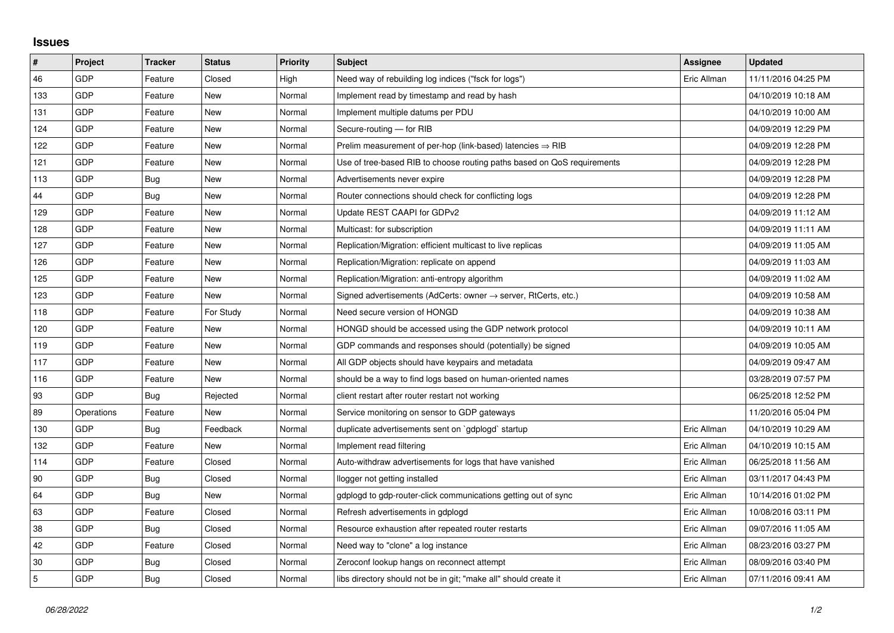## Issues

| # | Project | Tracker | Status | Priority | Subject | Assignee | Updated |
|---|---|---|---|---|---|---|---|
| 46 | GDP | Feature | Closed | High | Need way of rebuilding log indices ("fsck for logs") | Eric Allman | 11/11/2016 04:25 PM |
| 133 | GDP | Feature | New | Normal | Implement read by timestamp and read by hash | | 04/10/2019 10:18 AM |
| 131 | GDP | Feature | New | Normal | Implement multiple datums per PDU | | 04/10/2019 10:00 AM |
| 124 | GDP | Feature | New | Normal | Secure-routing — for RIB | | 04/09/2019 12:29 PM |
| 122 | GDP | Feature | New | Normal | Prelim measurement of per-hop (link-based) latencies ⇒ RIB | | 04/09/2019 12:28 PM |
| 121 | GDP | Feature | New | Normal | Use of tree-based RIB to choose routing paths based on QoS requirements | | 04/09/2019 12:28 PM |
| 113 | GDP | Bug | New | Normal | Advertisements never expire | | 04/09/2019 12:28 PM |
| 44 | GDP | Bug | New | Normal | Router connections should check for conflicting logs | | 04/09/2019 12:28 PM |
| 129 | GDP | Feature | New | Normal | Update REST CAAPI for GDPv2 | | 04/09/2019 11:12 AM |
| 128 | GDP | Feature | New | Normal | Multicast: for subscription | | 04/09/2019 11:11 AM |
| 127 | GDP | Feature | New | Normal | Replication/Migration: efficient multicast to live replicas | | 04/09/2019 11:05 AM |
| 126 | GDP | Feature | New | Normal | Replication/Migration: replicate on append | | 04/09/2019 11:03 AM |
| 125 | GDP | Feature | New | Normal | Replication/Migration: anti-entropy algorithm | | 04/09/2019 11:02 AM |
| 123 | GDP | Feature | New | Normal | Signed advertisements (AdCerts: owner → server, RtCerts, etc.) | | 04/09/2019 10:58 AM |
| 118 | GDP | Feature | For Study | Normal | Need secure version of HONGD | | 04/09/2019 10:38 AM |
| 120 | GDP | Feature | New | Normal | HONGD should be accessed using the GDP network protocol | | 04/09/2019 10:11 AM |
| 119 | GDP | Feature | New | Normal | GDP commands and responses should (potentially) be signed | | 04/09/2019 10:05 AM |
| 117 | GDP | Feature | New | Normal | All GDP objects should have keypairs and metadata | | 04/09/2019 09:47 AM |
| 116 | GDP | Feature | New | Normal | should be a way to find logs based on human-oriented names | | 03/28/2019 07:57 PM |
| 93 | GDP | Bug | Rejected | Normal | client restart after router restart not working | | 06/25/2018 12:52 PM |
| 89 | Operations | Feature | New | Normal | Service monitoring on sensor to GDP gateways | | 11/20/2016 05:04 PM |
| 130 | GDP | Bug | Feedback | Normal | duplicate advertisements sent on `gdplogd` startup | Eric Allman | 04/10/2019 10:29 AM |
| 132 | GDP | Feature | New | Normal | Implement read filtering | Eric Allman | 04/10/2019 10:15 AM |
| 114 | GDP | Feature | Closed | Normal | Auto-withdraw advertisements for logs that have vanished | Eric Allman | 06/25/2018 11:56 AM |
| 90 | GDP | Bug | Closed | Normal | llogger not getting installed | Eric Allman | 03/11/2017 04:43 PM |
| 64 | GDP | Bug | New | Normal | gdplogd to gdp-router-click communications getting out of sync | Eric Allman | 10/14/2016 01:02 PM |
| 63 | GDP | Feature | Closed | Normal | Refresh advertisements in gdplogd | Eric Allman | 10/08/2016 03:11 PM |
| 38 | GDP | Bug | Closed | Normal | Resource exhaustion after repeated router restarts | Eric Allman | 09/07/2016 11:05 AM |
| 42 | GDP | Feature | Closed | Normal | Need way to "clone" a log instance | Eric Allman | 08/23/2016 03:27 PM |
| 30 | GDP | Bug | Closed | Normal | Zeroconf lookup hangs on reconnect attempt | Eric Allman | 08/09/2016 03:40 PM |
| 5 | GDP | Bug | Closed | Normal | libs directory should not be in git; "make all" should create it | Eric Allman | 07/11/2016 09:41 AM |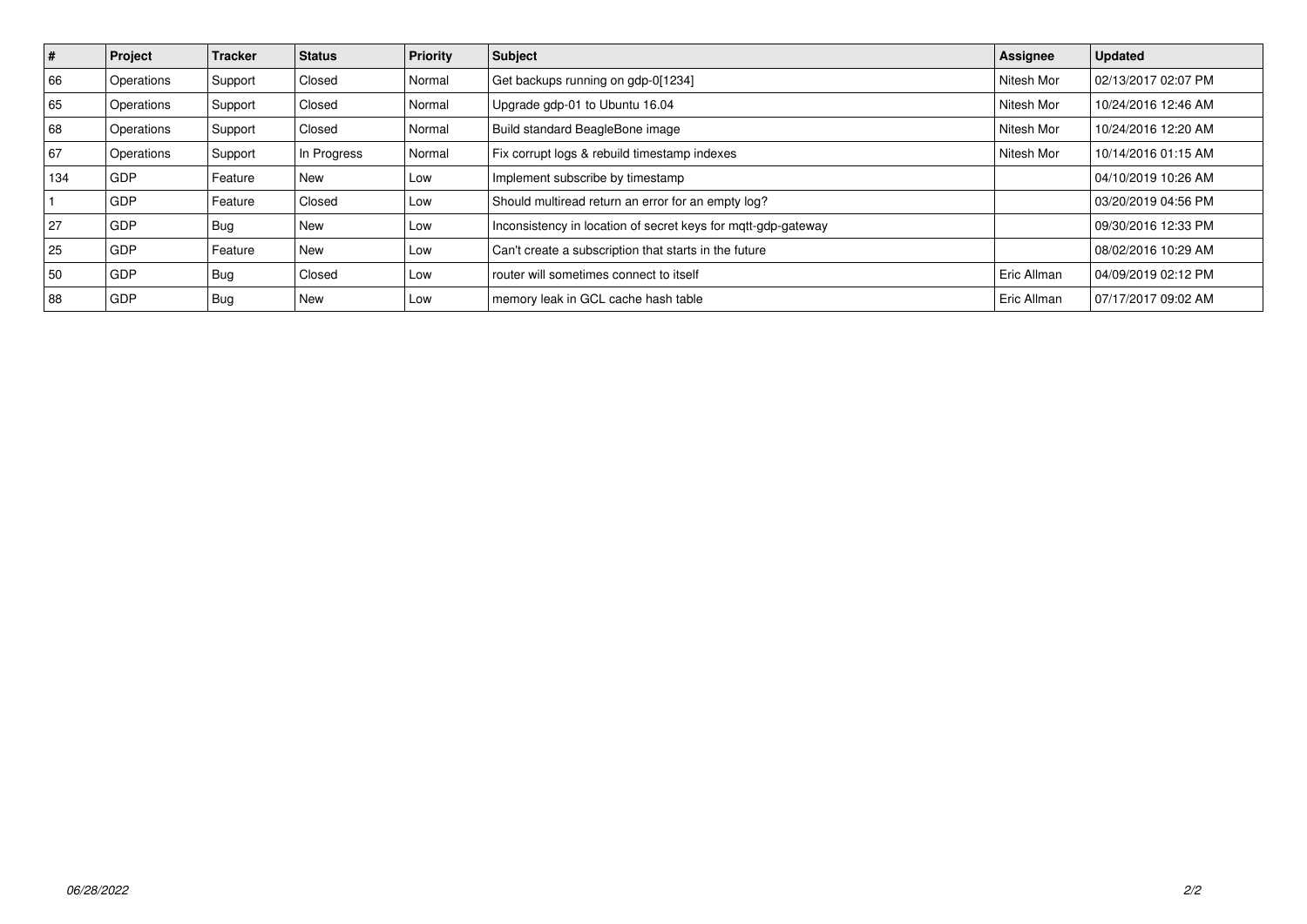| # | Project | Tracker | Status | Priority | Subject | Assignee | Updated |
|---|---|---|---|---|---|---|---|
| 66 | Operations | Support | Closed | Normal | Get backups running on gdp-0[1234] | Nitesh Mor | 02/13/2017 02:07 PM |
| 65 | Operations | Support | Closed | Normal | Upgrade gdp-01 to Ubuntu 16.04 | Nitesh Mor | 10/24/2016 12:46 AM |
| 68 | Operations | Support | Closed | Normal | Build standard BeagleBone image | Nitesh Mor | 10/24/2016 12:20 AM |
| 67 | Operations | Support | In Progress | Normal | Fix corrupt logs & rebuild timestamp indexes | Nitesh Mor | 10/14/2016 01:15 AM |
| 134 | GDP | Feature | New | Low | Implement subscribe by timestamp | | 04/10/2019 10:26 AM |
| 1 | GDP | Feature | Closed | Low | Should multiread return an error for an empty log? | | 03/20/2019 04:56 PM |
| 27 | GDP | Bug | New | Low | Inconsistency in location of secret keys for mqtt-gdp-gateway | | 09/30/2016 12:33 PM |
| 25 | GDP | Feature | New | Low | Can't create a subscription that starts in the future | | 08/02/2016 10:29 AM |
| 50 | GDP | Bug | Closed | Low | router will sometimes connect to itself | Eric Allman | 04/09/2019 02:12 PM |
| 88 | GDP | Bug | New | Low | memory leak in GCL cache hash table | Eric Allman | 07/17/2017 09:02 AM |

*06/28/2022*